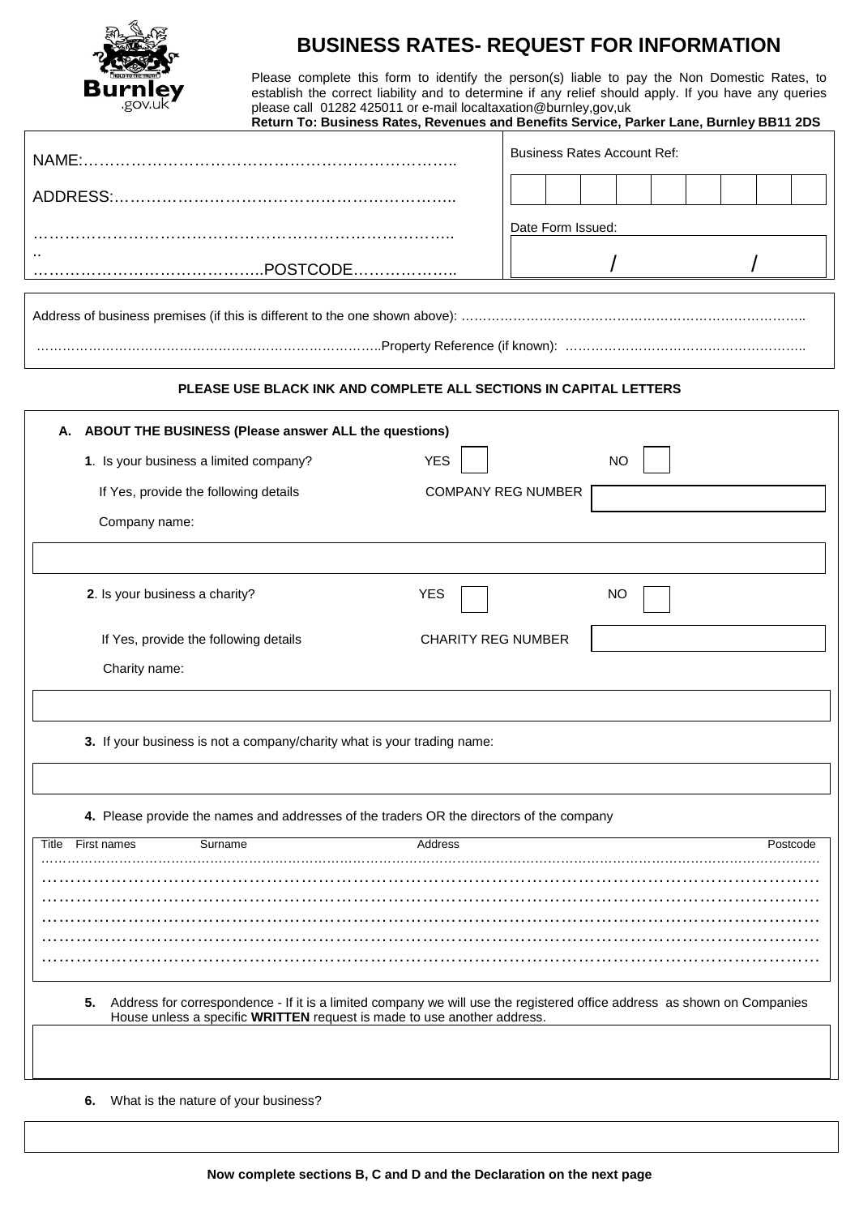# BUSINESS RATES- REQUEST FOR INFORMATION

Please complete this form to identify the person(s) liable to pay the Non Domestic Rates, to establish the correct liability and to determine if any relief should apply. If you have any queries please call 01282 425011 or e-mail localtaxation@burnley,gov,uk

**Return To: Business Rates, Revenues and Benefits Service, Parker Lane, Burnley BB11 2DS**

NAME:……………………………………………………………..

ADDRESS:………………………………………………………..

……………………………………………………………………..

..

……………………………………..POSTCODE………………..

Business Rates Account Ref:

| | | | | | | | | |
|---|---|---|---|---|---|---|---|---|
| | | | | | | | | |

Date Form Issued:

/ /

Address of business premises (if this is different to the one shown above): ……………………………………………………………………..

……………………………………………………………………..Property Reference (if known): ………………………………………………..

**PLEASE USE BLACK INK AND COMPLETE ALL SECTIONS IN CAPITAL LETTERS**

## A. ABOUT THE BUSINESS (Please answer ALL the questions)

**1**. Is your business a limited company? YES ☐ NO ☐

If Yes, provide the following details COMPANY REG NUMBER

Company name:

**2**. Is your business a charity? YES ☐ NO ☐

If Yes, provide the following details CHARITY REG NUMBER

Charity name:

**3.** If your business is not a company/charity what is your trading name:

**4.** Please provide the names and addresses of the traders OR the directors of the company

| Title | First names | Surname | Address | Postcode |
|---|---|---|---|---|
| | | | | |
| | | | | |
| | | | | |
| | | | | |
| | | | | |
| | | | | |

**5.** Address for correspondence - If it is a limited company we will use the registered office address as shown on Companies House unless a specific **WRITTEN** request is made to use another address.

**6.** What is the nature of your business?

**Now complete sections B, C and D and the Declaration on the next page**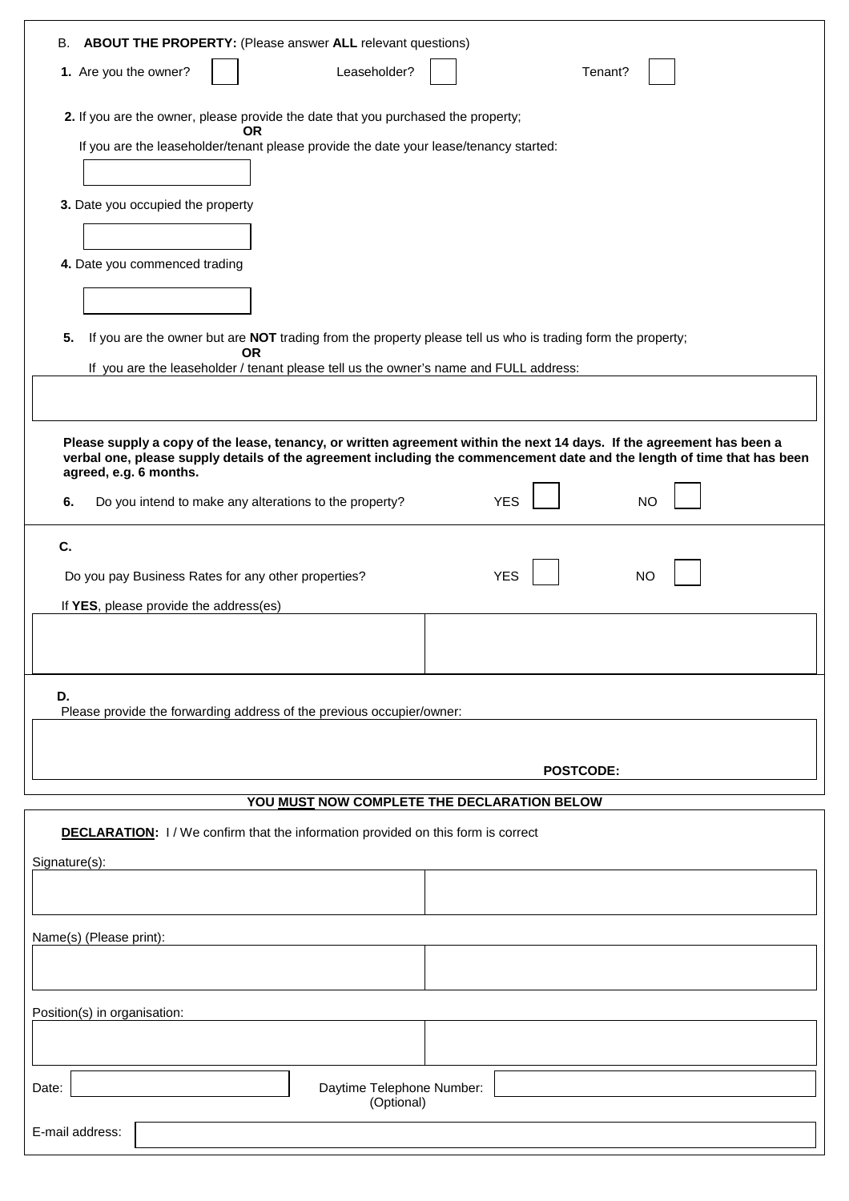B. **ABOUT THE PROPERTY:** (Please answer **ALL** relevant questions)

**1.** Are you the owner? ☐ Leaseholder? ☐ Tenant? ☐

**2.** If you are the owner, please provide the date that you purchased the property;

**OR**

If you are the leaseholder/tenant please provide the date your lease/tenancy started:

☐

**3.** Date you occupied the property

☐

**4.** Date you commenced trading

☐

**5.** If you are the owner but are **NOT** trading from the property please tell us who is trading form the property;

**OR**

If you are the leaseholder / tenant please tell us the owner's name and FULL address:

☐

**Please supply a copy of the lease, tenancy, or written agreement within the next 14 days. If the agreement has been a verbal one, please supply details of the agreement including the commencement date and the length of time that has been agreed, e.g. 6 months.**

**6.** Do you intend to make any alterations to the property? YES ☐ NO ☐

**C.**

Do you pay Business Rates for any other properties? YES ☐ NO ☐

If **YES**, please provide the address(es)

| | |
|---|---|
| | |

**D.**

Please provide the forwarding address of the previous occupier/owner:

**POSTCODE:**

**YOU MUST NOW COMPLETE THE DECLARATION BELOW**

**DECLARATION:** I / We confirm that the information provided on this form is correct

Signature(s):

| | |
|---|---|
| | |

Name(s) (Please print):

| | |
|---|---|
| | |

Position(s) in organisation:

| | |
|---|---|
| | |

Date: ☐ Daytime Telephone Number: (Optional) ☐

E-mail address: ☐